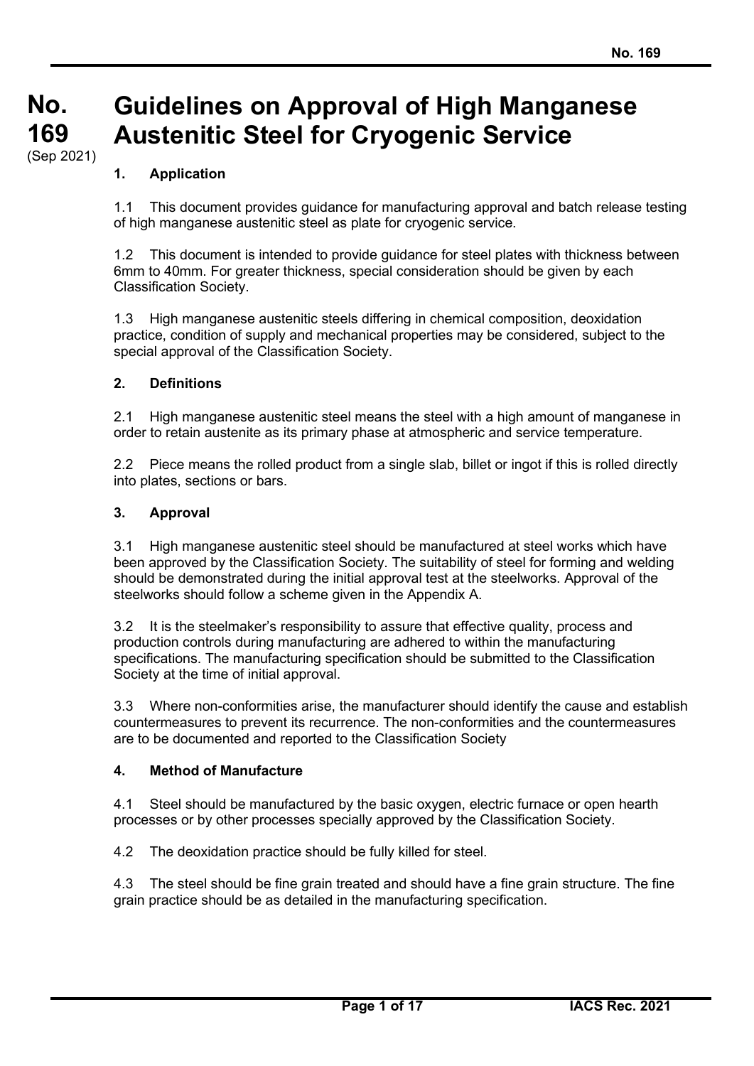# No. 169 (Sep 2021) Guidelines on Approval of High Manganese Austenitic Steel for Cryogenic Service

## 1. Application

1.1 This document provides guidance for manufacturing approval and batch release testing of high manganese austenitic steel as plate for cryogenic service.

1.2 This document is intended to provide guidance for steel plates with thickness between 6mm to 40mm. For greater thickness, special consideration should be given by each Classification Society.

1.3 High manganese austenitic steels differing in chemical composition, deoxidation practice, condition of supply and mechanical properties may be considered, subject to the special approval of the Classification Society.

## 2. Definitions

2.1 High manganese austenitic steel means the steel with a high amount of manganese in order to retain austenite as its primary phase at atmospheric and service temperature.

2.2 Piece means the rolled product from a single slab, billet or ingot if this is rolled directly into plates, sections or bars.

## 3. Approval

3.1 High manganese austenitic steel should be manufactured at steel works which have been approved by the Classification Society. The suitability of steel for forming and welding should be demonstrated during the initial approval test at the steelworks. Approval of the steelworks should follow a scheme given in the Appendix A.

3.2 It is the steelmaker's responsibility to assure that effective quality, process and production controls during manufacturing are adhered to within the manufacturing specifications. The manufacturing specification should be submitted to the Classification Society at the time of initial approval.

3.3 Where non-conformities arise, the manufacturer should identify the cause and establish countermeasures to prevent its recurrence. The non-conformities and the countermeasures are to be documented and reported to the Classification Society

## 4. Method of Manufacture

4.1 Steel should be manufactured by the basic oxygen, electric furnace or open hearth processes or by other processes specially approved by the Classification Society.

4.2 The deoxidation practice should be fully killed for steel.

4.3 The steel should be fine grain treated and should have a fine grain structure. The fine grain practice should be as detailed in the manufacturing specification.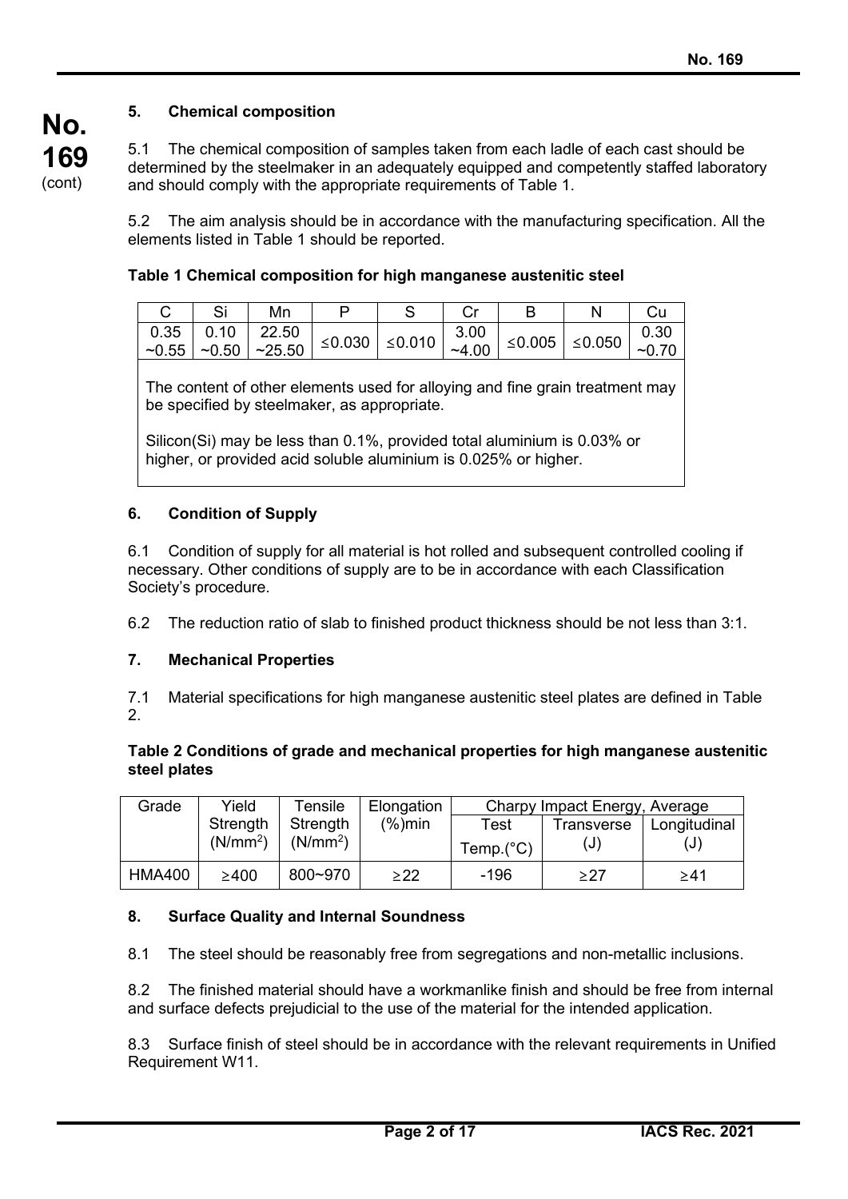## 5. Chemical composition

5.1 The chemical composition of samples taken from each ladle of each cast should be determined by the steelmaker in an adequately equipped and competently staffed laboratory and should comply with the appropriate requirements of Table 1.

5.2 The aim analysis should be in accordance with the manufacturing specification. All the elements listed in Table 1 should be reported.

**Table 1 Chemical composition for high manganese austenitic steel**

| C | Si | Mn | P | S | Cr | B | N | Cu |
|---|---|---|---|---|---|---|---|---|
| 0.35 ~0.55 | 0.10 ~0.50 | 22.50 ~25.50 | ≤0.030 | ≤0.010 | 3.00 ~4.00 | ≤0.005 | ≤0.050 | 0.30 ~0.70 |

The content of other elements used for alloying and fine grain treatment may be specified by steelmaker, as appropriate.

Silicon(Si) may be less than 0.1%, provided total aluminium is 0.03% or higher, or provided acid soluble aluminium is 0.025% or higher.

## 6. Condition of Supply

6.1 Condition of supply for all material is hot rolled and subsequent controlled cooling if necessary. Other conditions of supply are to be in accordance with each Classification Society's procedure.

6.2 The reduction ratio of slab to finished product thickness should be not less than 3:1.

## 7. Mechanical Properties

7.1 Material specifications for high manganese austenitic steel plates are defined in Table 2.

**Table 2 Conditions of grade and mechanical properties for high manganese austenitic steel plates**

| Grade | Yield Strength ($N/mm^2$) | Tensile Strength ($N/mm^2$) | Elongation (%)min | Charpy Impact Energy, Average | | |
|---|---|---|---|---|---|---|
| | | | | Test Temp.(°C) | Transverse (J) | Longitudinal (J) |
| HMA400 | ≥400 | 800~970 | ≥22 | -196 | ≥27 | ≥41 |

## 8. Surface Quality and Internal Soundness

8.1 The steel should be reasonably free from segregations and non-metallic inclusions.

8.2 The finished material should have a workmanlike finish and should be free from internal and surface defects prejudicial to the use of the material for the intended application.

8.3 Surface finish of steel should be in accordance with the relevant requirements in Unified Requirement W11.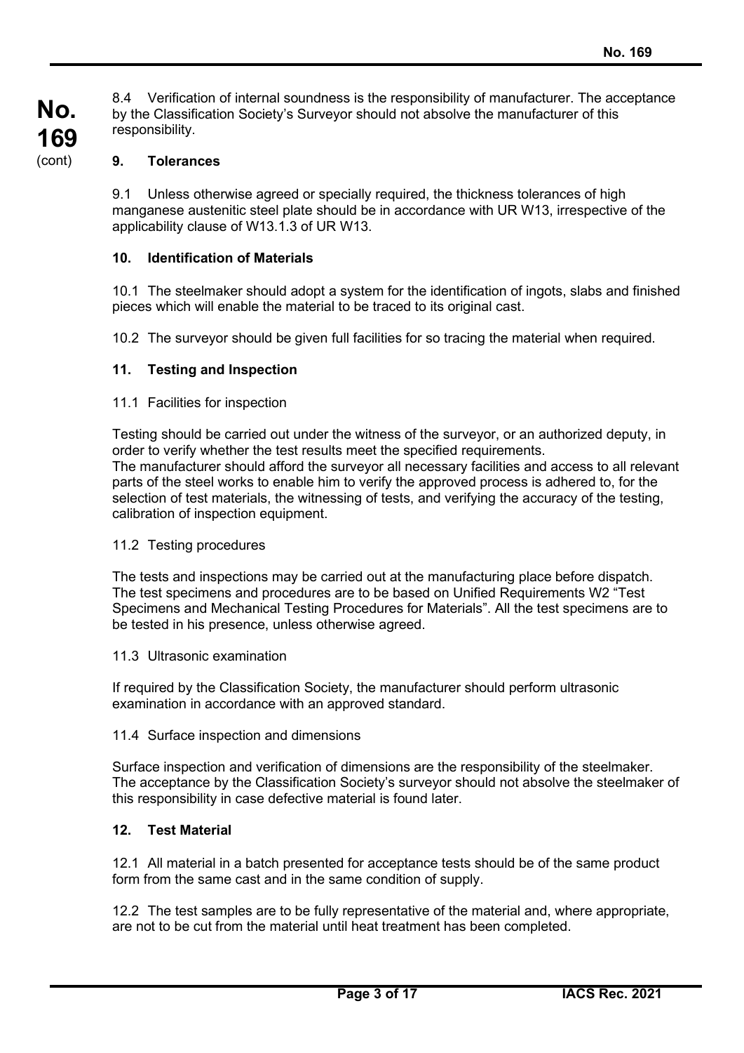8.4 Verification of internal soundness is the responsibility of manufacturer. The acceptance by the Classification Society's Surveyor should not absolve the manufacturer of this responsibility.

## 9. Tolerances

9.1 Unless otherwise agreed or specially required, the thickness tolerances of high manganese austenitic steel plate should be in accordance with UR W13, irrespective of the applicability clause of W13.1.3 of UR W13.

## 10. Identification of Materials

10.1 The steelmaker should adopt a system for the identification of ingots, slabs and finished pieces which will enable the material to be traced to its original cast.

10.2 The surveyor should be given full facilities for so tracing the material when required.

## 11. Testing and Inspection

11.1 Facilities for inspection

Testing should be carried out under the witness of the surveyor, or an authorized deputy, in order to verify whether the test results meet the specified requirements.
The manufacturer should afford the surveyor all necessary facilities and access to all relevant parts of the steel works to enable him to verify the approved process is adhered to, for the selection of test materials, the witnessing of tests, and verifying the accuracy of the testing, calibration of inspection equipment.

11.2 Testing procedures

The tests and inspections may be carried out at the manufacturing place before dispatch. The test specimens and procedures are to be based on Unified Requirements W2 "Test Specimens and Mechanical Testing Procedures for Materials". All the test specimens are to be tested in his presence, unless otherwise agreed.

11.3 Ultrasonic examination

If required by the Classification Society, the manufacturer should perform ultrasonic examination in accordance with an approved standard.

11.4 Surface inspection and dimensions

Surface inspection and verification of dimensions are the responsibility of the steelmaker. The acceptance by the Classification Society's surveyor should not absolve the steelmaker of this responsibility in case defective material is found later.

## 12. Test Material

12.1 All material in a batch presented for acceptance tests should be of the same product form from the same cast and in the same condition of supply.

12.2 The test samples are to be fully representative of the material and, where appropriate, are not to be cut from the material until heat treatment has been completed.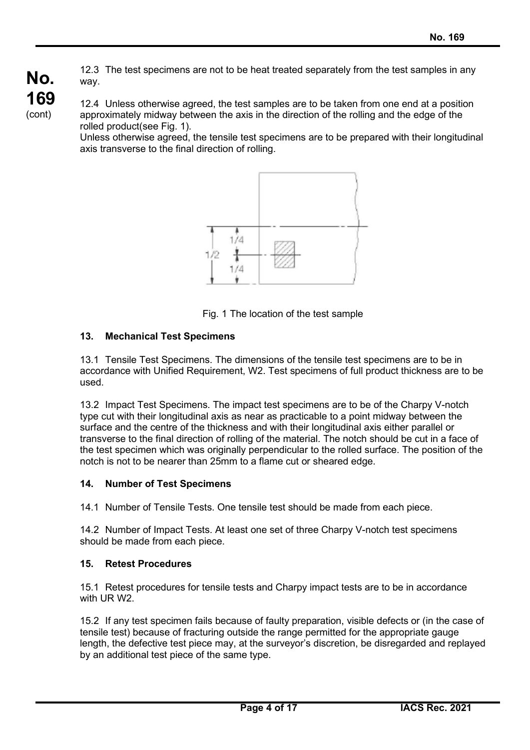12.3 The test specimens are not to be heat treated separately from the test samples in any way.

12.4 Unless otherwise agreed, the test samples are to be taken from one end at a position approximately midway between the axis in the direction of the rolling and the edge of the rolled product(see Fig. 1).
Unless otherwise agreed, the tensile test specimens are to be prepared with their longitudinal axis transverse to the final direction of rolling.

Fig. 1 The location of the test sample

### 13. Mechanical Test Specimens

13.1 Tensile Test Specimens. The dimensions of the tensile test specimens are to be in accordance with Unified Requirement, W2. Test specimens of full product thickness are to be used.

13.2 Impact Test Specimens. The impact test specimens are to be of the Charpy V-notch type cut with their longitudinal axis as near as practicable to a point midway between the surface and the centre of the thickness and with their longitudinal axis either parallel or transverse to the final direction of rolling of the material. The notch should be cut in a face of the test specimen which was originally perpendicular to the rolled surface. The position of the notch is not to be nearer than 25mm to a flame cut or sheared edge.

### 14. Number of Test Specimens

14.1 Number of Tensile Tests. One tensile test should be made from each piece.

14.2 Number of Impact Tests. At least one set of three Charpy V-notch test specimens should be made from each piece.

### 15. Retest Procedures

15.1 Retest procedures for tensile tests and Charpy impact tests are to be in accordance with UR W2.

15.2 If any test specimen fails because of faulty preparation, visible defects or (in the case of tensile test) because of fracturing outside the range permitted for the appropriate gauge length, the defective test piece may, at the surveyor's discretion, be disregarded and replayed by an additional test piece of the same type.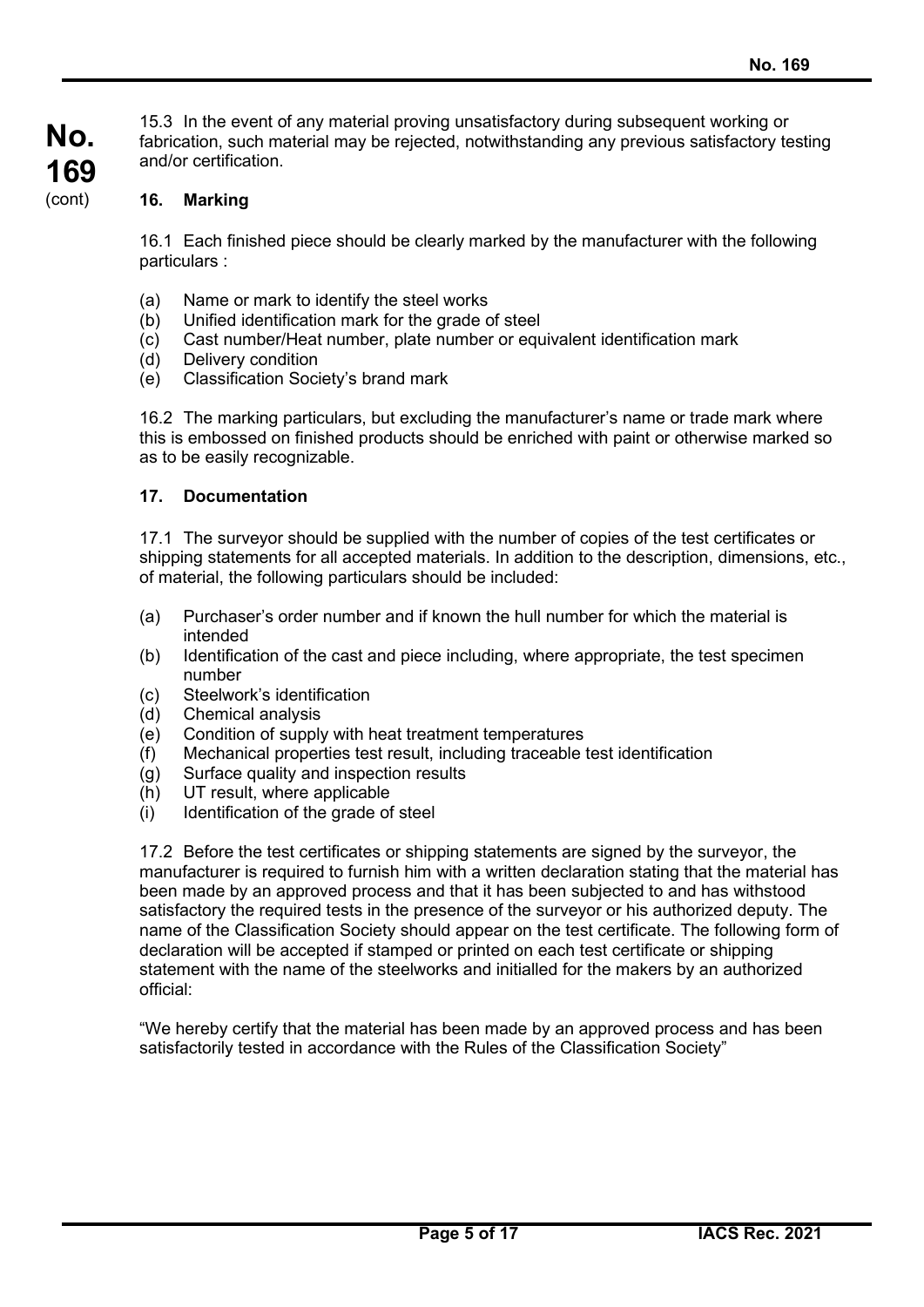15.3 In the event of any material proving unsatisfactory during subsequent working or fabrication, such material may be rejected, notwithstanding any previous satisfactory testing and/or certification.

## 16. Marking

16.1 Each finished piece should be clearly marked by the manufacturer with the following particulars :

(a) Name or mark to identify the steel works
(b) Unified identification mark for the grade of steel
(c) Cast number/Heat number, plate number or equivalent identification mark
(d) Delivery condition
(e) Classification Society's brand mark

16.2 The marking particulars, but excluding the manufacturer's name or trade mark where this is embossed on finished products should be enriched with paint or otherwise marked so as to be easily recognizable.

## 17. Documentation

17.1 The surveyor should be supplied with the number of copies of the test certificates or shipping statements for all accepted materials. In addition to the description, dimensions, etc., of material, the following particulars should be included:

(a) Purchaser's order number and if known the hull number for which the material is intended
(b) Identification of the cast and piece including, where appropriate, the test specimen number
(c) Steelwork's identification
(d) Chemical analysis
(e) Condition of supply with heat treatment temperatures
(f) Mechanical properties test result, including traceable test identification
(g) Surface quality and inspection results
(h) UT result, where applicable
(i) Identification of the grade of steel

17.2 Before the test certificates or shipping statements are signed by the surveyor, the manufacturer is required to furnish him with a written declaration stating that the material has been made by an approved process and that it has been subjected to and has withstood satisfactory the required tests in the presence of the surveyor or his authorized deputy. The name of the Classification Society should appear on the test certificate. The following form of declaration will be accepted if stamped or printed on each test certificate or shipping statement with the name of the steelworks and initialled for the makers by an authorized official:

"We hereby certify that the material has been made by an approved process and has been satisfactorily tested in accordance with the Rules of the Classification Society"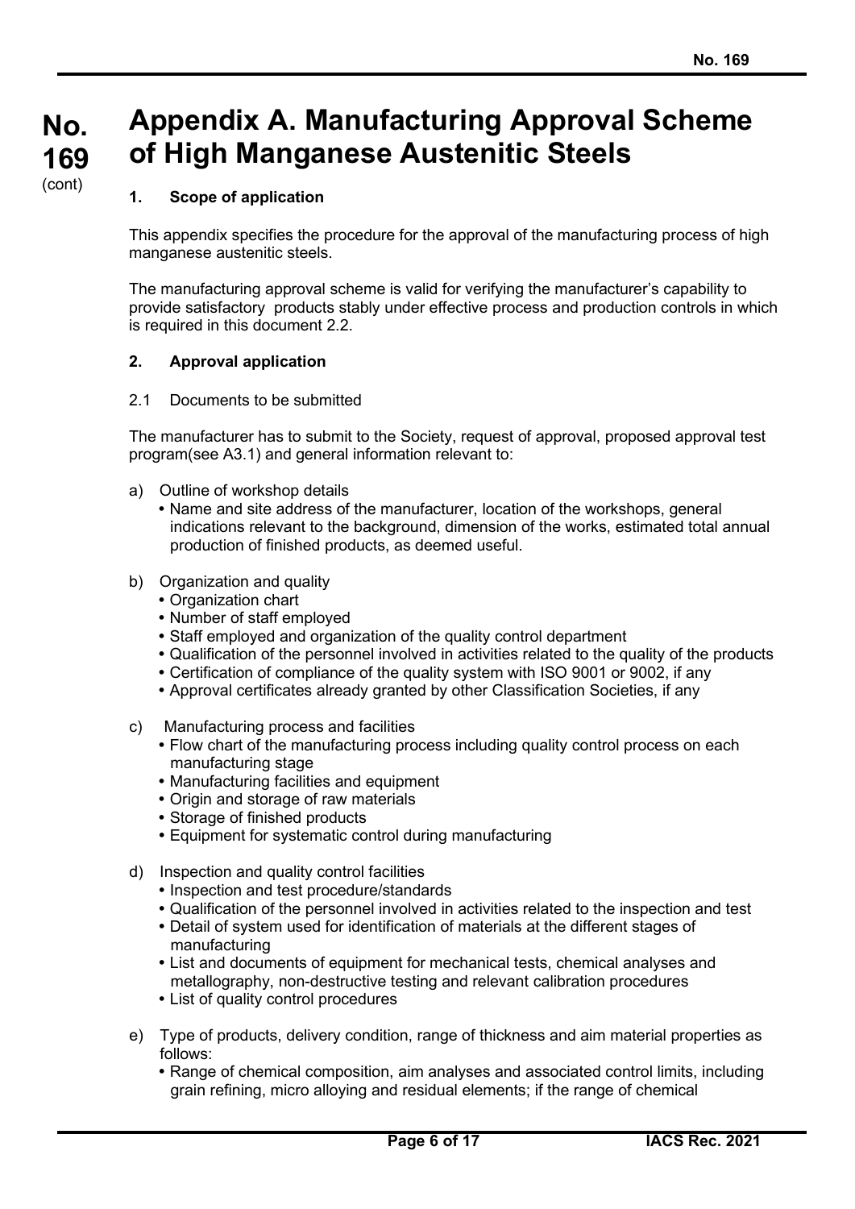# Appendix A. Manufacturing Approval Scheme of High Manganese Austenitic Steels

## 1. Scope of application

This appendix specifies the procedure for the approval of the manufacturing process of high manganese austenitic steels.

The manufacturing approval scheme is valid for verifying the manufacturer's capability to provide satisfactory products stably under effective process and production controls in which is required in this document 2.2.

## 2. Approval application

2.1 Documents to be submitted

The manufacturer has to submit to the Society, request of approval, proposed approval test program(see A3.1) and general information relevant to:

a) Outline of workshop details
- Name and site address of the manufacturer, location of the workshops, general indications relevant to the background, dimension of the works, estimated total annual production of finished products, as deemed useful.

b) Organization and quality
- Organization chart
- Number of staff employed
- Staff employed and organization of the quality control department
- Qualification of the personnel involved in activities related to the quality of the products
- Certification of compliance of the quality system with ISO 9001 or 9002, if any
- Approval certificates already granted by other Classification Societies, if any

c) Manufacturing process and facilities
- Flow chart of the manufacturing process including quality control process on each manufacturing stage
- Manufacturing facilities and equipment
- Origin and storage of raw materials
- Storage of finished products
- Equipment for systematic control during manufacturing

d) Inspection and quality control facilities
- Inspection and test procedure/standards
- Qualification of the personnel involved in activities related to the inspection and test
- Detail of system used for identification of materials at the different stages of manufacturing
- List and documents of equipment for mechanical tests, chemical analyses and metallography, non-destructive testing and relevant calibration procedures
- List of quality control procedures

e) Type of products, delivery condition, range of thickness and aim material properties as follows:
- Range of chemical composition, aim analyses and associated control limits, including grain refining, micro alloying and residual elements; if the range of chemical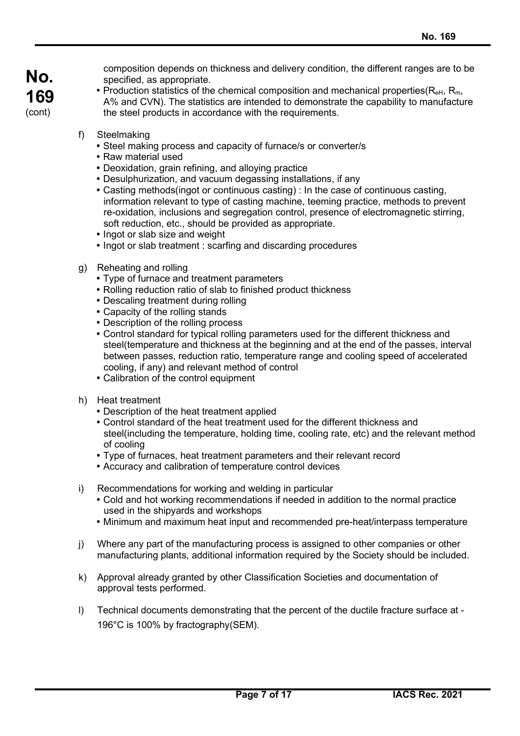composition depends on thickness and delivery condition, the different ranges are to be specified, as appropriate.

- Production statistics of the chemical composition and mechanical properties($R_{eH}$, $R_m$, A% and CVN). The statistics are intended to demonstrate the capability to manufacture the steel products in accordance with the requirements.

f) Steelmaking
- Steel making process and capacity of furnace/s or converter/s
- Raw material used
- Deoxidation, grain refining, and alloying practice
- Desulphurization, and vacuum degassing installations, if any
- Casting methods(ingot or continuous casting) : In the case of continuous casting, information relevant to type of casting machine, teeming practice, methods to prevent re-oxidation, inclusions and segregation control, presence of electromagnetic stirring, soft reduction, etc., should be provided as appropriate.
- Ingot or slab size and weight
- Ingot or slab treatment : scarfing and discarding procedures

g) Reheating and rolling
- Type of furnace and treatment parameters
- Rolling reduction ratio of slab to finished product thickness
- Descaling treatment during rolling
- Capacity of the rolling stands
- Description of the rolling process
- Control standard for typical rolling parameters used for the different thickness and steel(temperature and thickness at the beginning and at the end of the passes, interval between passes, reduction ratio, temperature range and cooling speed of accelerated cooling, if any) and relevant method of control
- Calibration of the control equipment

h) Heat treatment
- Description of the heat treatment applied
- Control standard of the heat treatment used for the different thickness and steel(including the temperature, holding time, cooling rate, etc) and the relevant method of cooling
- Type of furnaces, heat treatment parameters and their relevant record
- Accuracy and calibration of temperature control devices

i) Recommendations for working and welding in particular
- Cold and hot working recommendations if needed in addition to the normal practice used in the shipyards and workshops
- Minimum and maximum heat input and recommended pre-heat/interpass temperature

j) Where any part of the manufacturing process is assigned to other companies or other manufacturing plants, additional information required by the Society should be included.

k) Approval already granted by other Classification Societies and documentation of approval tests performed.

l) Technical documents demonstrating that the percent of the ductile fracture surface at -196°C is 100% by fractography(SEM).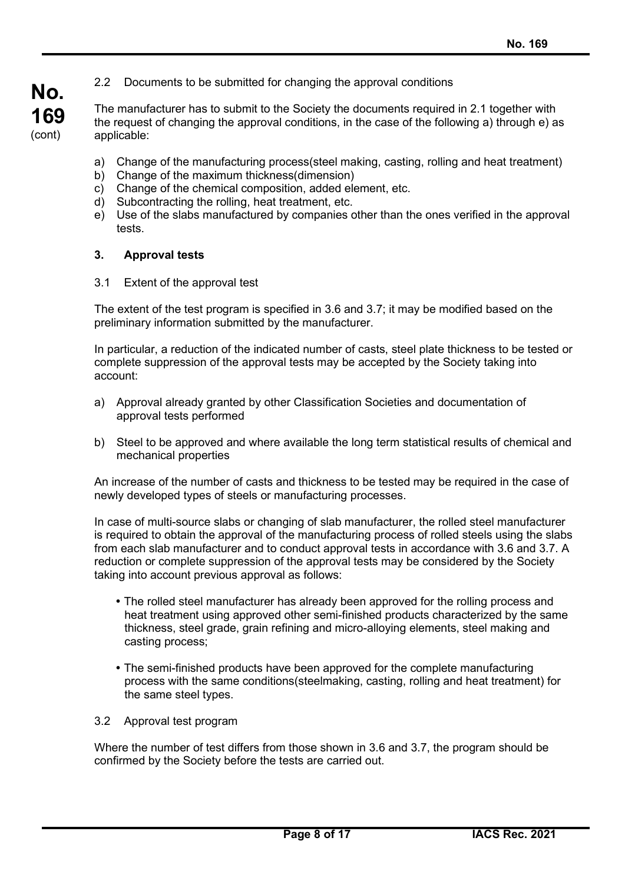2.2 Documents to be submitted for changing the approval conditions

The manufacturer has to submit to the Society the documents required in 2.1 together with the request of changing the approval conditions, in the case of the following a) through e) as applicable:

a) Change of the manufacturing process(steel making, casting, rolling and heat treatment)
b) Change of the maximum thickness(dimension)
c) Change of the chemical composition, added element, etc.
d) Subcontracting the rolling, heat treatment, etc.
e) Use of the slabs manufactured by companies other than the ones verified in the approval tests.

## 3. Approval tests

3.1 Extent of the approval test

The extent of the test program is specified in 3.6 and 3.7; it may be modified based on the preliminary information submitted by the manufacturer.

In particular, a reduction of the indicated number of casts, steel plate thickness to be tested or complete suppression of the approval tests may be accepted by the Society taking into account:

a) Approval already granted by other Classification Societies and documentation of approval tests performed

b) Steel to be approved and where available the long term statistical results of chemical and mechanical properties

An increase of the number of casts and thickness to be tested may be required in the case of newly developed types of steels or manufacturing processes.

In case of multi-source slabs or changing of slab manufacturer, the rolled steel manufacturer is required to obtain the approval of the manufacturing process of rolled steels using the slabs from each slab manufacturer and to conduct approval tests in accordance with 3.6 and 3.7. A reduction or complete suppression of the approval tests may be considered by the Society taking into account previous approval as follows:

- The rolled steel manufacturer has already been approved for the rolling process and heat treatment using approved other semi-finished products characterized by the same thickness, steel grade, grain refining and micro-alloying elements, steel making and casting process;

- The semi-finished products have been approved for the complete manufacturing process with the same conditions(steelmaking, casting, rolling and heat treatment) for the same steel types.

3.2 Approval test program

Where the number of test differs from those shown in 3.6 and 3.7, the program should be confirmed by the Society before the tests are carried out.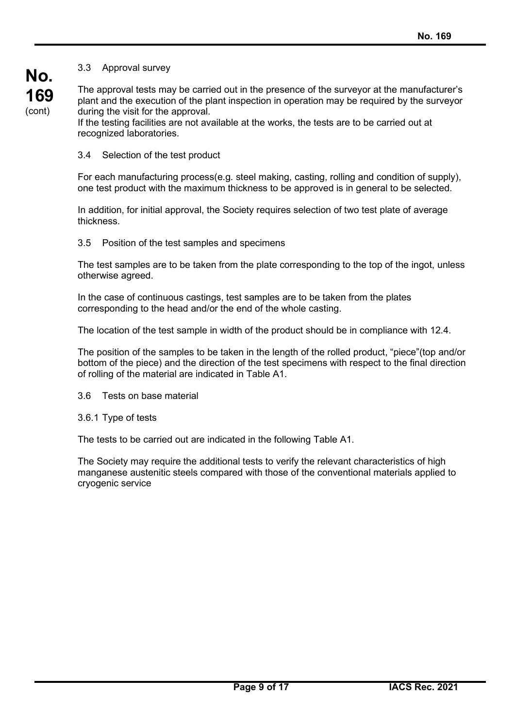### 3.3 Approval survey

The approval tests may be carried out in the presence of the surveyor at the manufacturer's plant and the execution of the plant inspection in operation may be required by the surveyor during the visit for the approval.
If the testing facilities are not available at the works, the tests are to be carried out at recognized laboratories.

### 3.4 Selection of the test product

For each manufacturing process(e.g. steel making, casting, rolling and condition of supply), one test product with the maximum thickness to be approved is in general to be selected.

In addition, for initial approval, the Society requires selection of two test plate of average thickness.

### 3.5 Position of the test samples and specimens

The test samples are to be taken from the plate corresponding to the top of the ingot, unless otherwise agreed.

In the case of continuous castings, test samples are to be taken from the plates corresponding to the head and/or the end of the whole casting.

The location of the test sample in width of the product should be in compliance with 12.4.

The position of the samples to be taken in the length of the rolled product, "piece"(top and/or bottom of the piece) and the direction of the test specimens with respect to the final direction of rolling of the material are indicated in Table A1.

### 3.6 Tests on base material

#### 3.6.1 Type of tests

The tests to be carried out are indicated in the following Table A1.

The Society may require the additional tests to verify the relevant characteristics of high manganese austenitic steels compared with those of the conventional materials applied to cryogenic service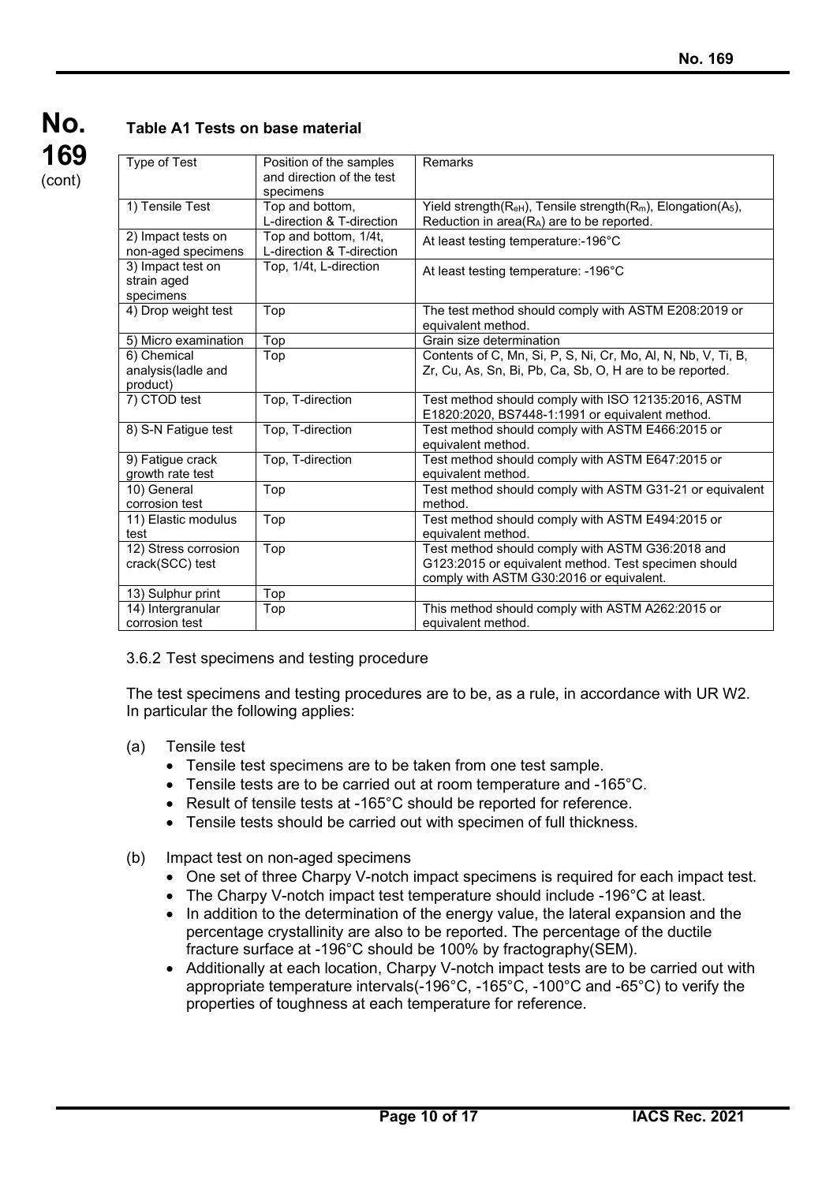**Table A1 Tests on base material**

| Type of Test | Position of the samples and direction of the test specimens | Remarks |
|---|---|---|
| 1) Tensile Test | Top and bottom, L-direction & T-direction | Yield strength($R_{eH}$), Tensile strength($R_m$), Elongation($A_5$), Reduction in area($R_A$) are to be reported. |
| 2) Impact tests on non-aged specimens | Top and bottom, 1/4t, L-direction & T-direction | At least testing temperature:-196°C |
| 3) Impact test on strain aged specimens | Top, 1/4t, L-direction | At least testing temperature: -196°C |
| 4) Drop weight test | Top | The test method should comply with ASTM E208:2019 or equivalent method. |
| 5) Micro examination | Top | Grain size determination |
| 6) Chemical analysis(ladle and product) | Top | Contents of C, Mn, Si, P, S, Ni, Cr, Mo, Al, N, Nb, V, Ti, B, Zr, Cu, As, Sn, Bi, Pb, Ca, Sb, O, H are to be reported. |
| 7) CTOD test | Top, T-direction | Test method should comply with ISO 12135:2016, ASTM E1820:2020, BS7448-1:1991 or equivalent method. |
| 8) S-N Fatigue test | Top, T-direction | Test method should comply with ASTM E466:2015 or equivalent method. |
| 9) Fatigue crack growth rate test | Top, T-direction | Test method should comply with ASTM E647:2015 or equivalent method. |
| 10) General corrosion test | Top | Test method should comply with ASTM G31-21 or equivalent method. |
| 11) Elastic modulus test | Top | Test method should comply with ASTM E494:2015 or equivalent method. |
| 12) Stress corrosion crack(SCC) test | Top | Test method should comply with ASTM G36:2018 and G123:2015 or equivalent method. Test specimen should comply with ASTM G30:2016 or equivalent. |
| 13) Sulphur print | Top | |
| 14) Intergranular corrosion test | Top | This method should comply with ASTM A262:2015 or equivalent method. |

3.6.2 Test specimens and testing procedure

The test specimens and testing procedures are to be, as a rule, in accordance with UR W2. In particular the following applies:

(a) Tensile test
- Tensile test specimens are to be taken from one test sample.
- Tensile tests are to be carried out at room temperature and -165°C.
- Result of tensile tests at -165°C should be reported for reference.
- Tensile tests should be carried out with specimen of full thickness.

(b) Impact test on non-aged specimens
- One set of three Charpy V-notch impact specimens is required for each impact test.
- The Charpy V-notch impact test temperature should include -196°C at least.
- In addition to the determination of the energy value, the lateral expansion and the percentage crystallinity are also to be reported. The percentage of the ductile fracture surface at -196°C should be 100% by fractography(SEM).
- Additionally at each location, Charpy V-notch impact tests are to be carried out with appropriate temperature intervals(-196°C, -165°C, -100°C and -65°C) to verify the properties of toughness at each temperature for reference.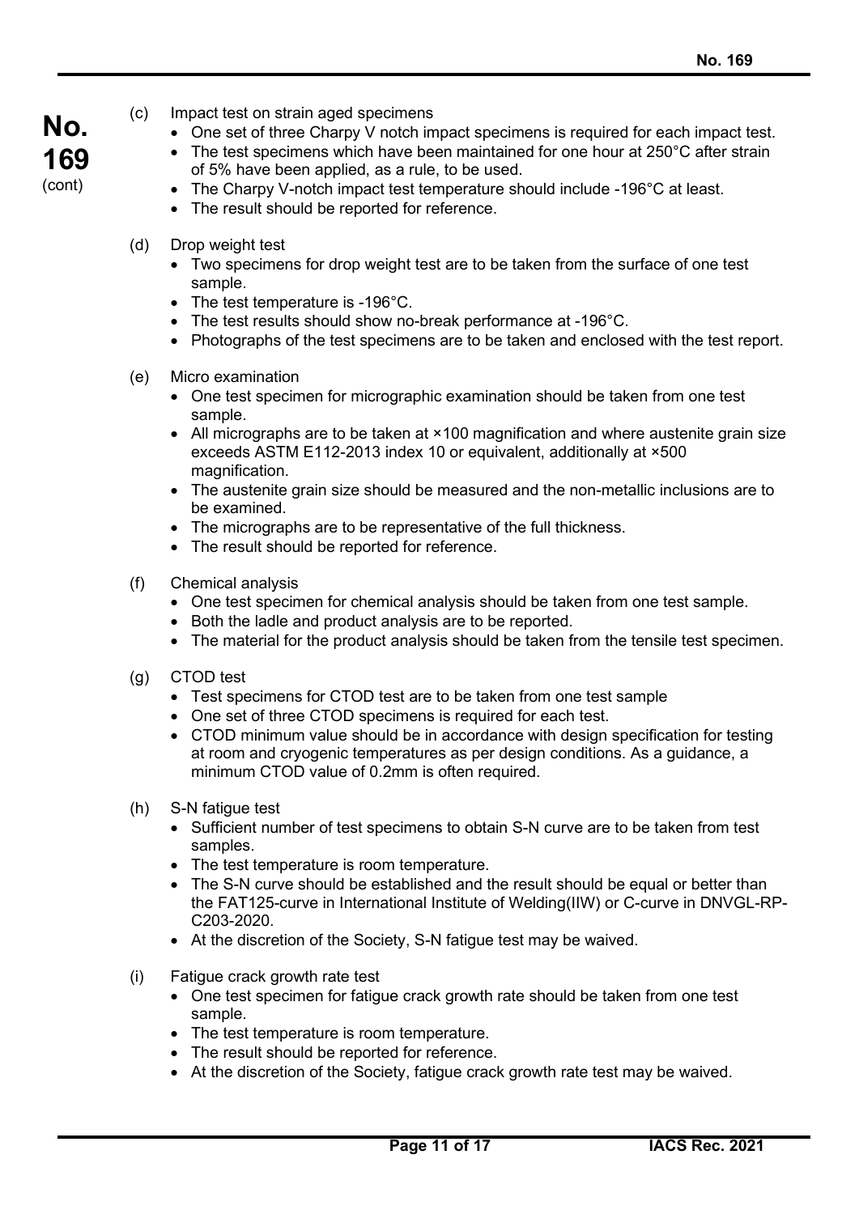(c) Impact test on strain aged specimens

- One set of three Charpy V notch impact specimens is required for each impact test.
- The test specimens which have been maintained for one hour at 250°C after strain of 5% have been applied, as a rule, to be used.
- The Charpy V-notch impact test temperature should include -196°C at least.
- The result should be reported for reference.

(d) Drop weight test

- Two specimens for drop weight test are to be taken from the surface of one test sample.
- The test temperature is -196°C.
- The test results should show no-break performance at -196°C.
- Photographs of the test specimens are to be taken and enclosed with the test report.

(e) Micro examination

- One test specimen for micrographic examination should be taken from one test sample.
- All micrographs are to be taken at ×100 magnification and where austenite grain size exceeds ASTM E112-2013 index 10 or equivalent, additionally at ×500 magnification.
- The austenite grain size should be measured and the non-metallic inclusions are to be examined.
- The micrographs are to be representative of the full thickness.
- The result should be reported for reference.

(f) Chemical analysis

- One test specimen for chemical analysis should be taken from one test sample.
- Both the ladle and product analysis are to be reported.
- The material for the product analysis should be taken from the tensile test specimen.

(g) CTOD test

- Test specimens for CTOD test are to be taken from one test sample
- One set of three CTOD specimens is required for each test.
- CTOD minimum value should be in accordance with design specification for testing at room and cryogenic temperatures as per design conditions. As a guidance, a minimum CTOD value of 0.2mm is often required.

(h) S-N fatigue test

- Sufficient number of test specimens to obtain S-N curve are to be taken from test samples.
- The test temperature is room temperature.
- The S-N curve should be established and the result should be equal or better than the FAT125-curve in International Institute of Welding(IIW) or C-curve in DNVGL-RP-C203-2020.
- At the discretion of the Society, S-N fatigue test may be waived.

(i) Fatigue crack growth rate test

- One test specimen for fatigue crack growth rate should be taken from one test sample.
- The test temperature is room temperature.
- The result should be reported for reference.
- At the discretion of the Society, fatigue crack growth rate test may be waived.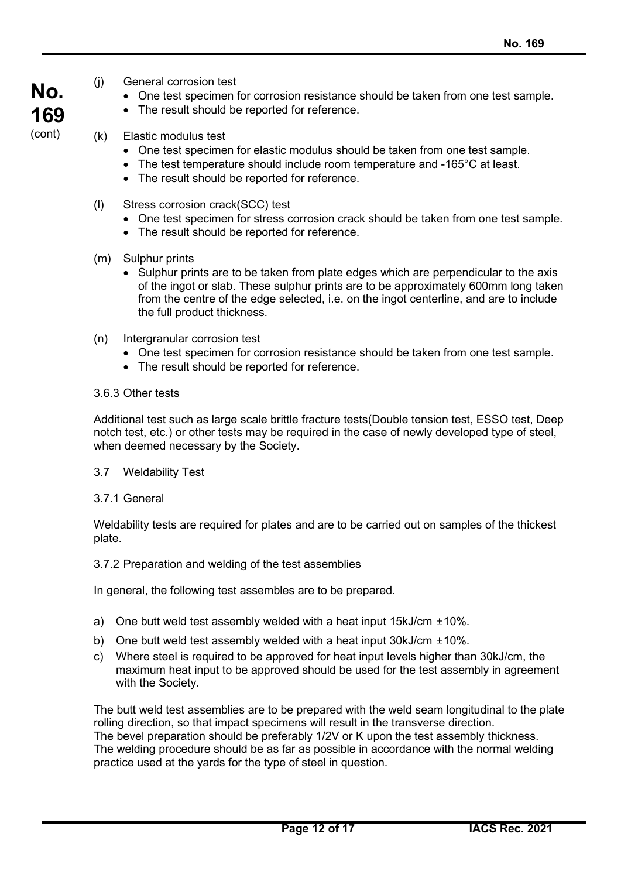(j) General corrosion test

- One test specimen for corrosion resistance should be taken from one test sample.
- The result should be reported for reference.

(k) Elastic modulus test

- One test specimen for elastic modulus should be taken from one test sample.
- The test temperature should include room temperature and -165°C at least.
- The result should be reported for reference.

(l) Stress corrosion crack(SCC) test

- One test specimen for stress corrosion crack should be taken from one test sample.
- The result should be reported for reference.

(m) Sulphur prints

- Sulphur prints are to be taken from plate edges which are perpendicular to the axis of the ingot or slab. These sulphur prints are to be approximately 600mm long taken from the centre of the edge selected, i.e. on the ingot centerline, and are to include the full product thickness.

(n) Intergranular corrosion test

- One test specimen for corrosion resistance should be taken from one test sample.
- The result should be reported for reference.

3.6.3 Other tests

Additional test such as large scale brittle fracture tests(Double tension test, ESSO test, Deep notch test, etc.) or other tests may be required in the case of newly developed type of steel, when deemed necessary by the Society.

3.7 Weldability Test

3.7.1 General

Weldability tests are required for plates and are to be carried out on samples of the thickest plate.

3.7.2 Preparation and welding of the test assemblies

In general, the following test assembles are to be prepared.

a) One butt weld test assembly welded with a heat input 15kJ/cm ±10%.

b) One butt weld test assembly welded with a heat input 30kJ/cm ±10%.

c) Where steel is required to be approved for heat input levels higher than 30kJ/cm, the maximum heat input to be approved should be used for the test assembly in agreement with the Society.

The butt weld test assemblies are to be prepared with the weld seam longitudinal to the plate rolling direction, so that impact specimens will result in the transverse direction.
The bevel preparation should be preferably 1/2V or K upon the test assembly thickness.
The welding procedure should be as far as possible in accordance with the normal welding practice used at the yards for the type of steel in question.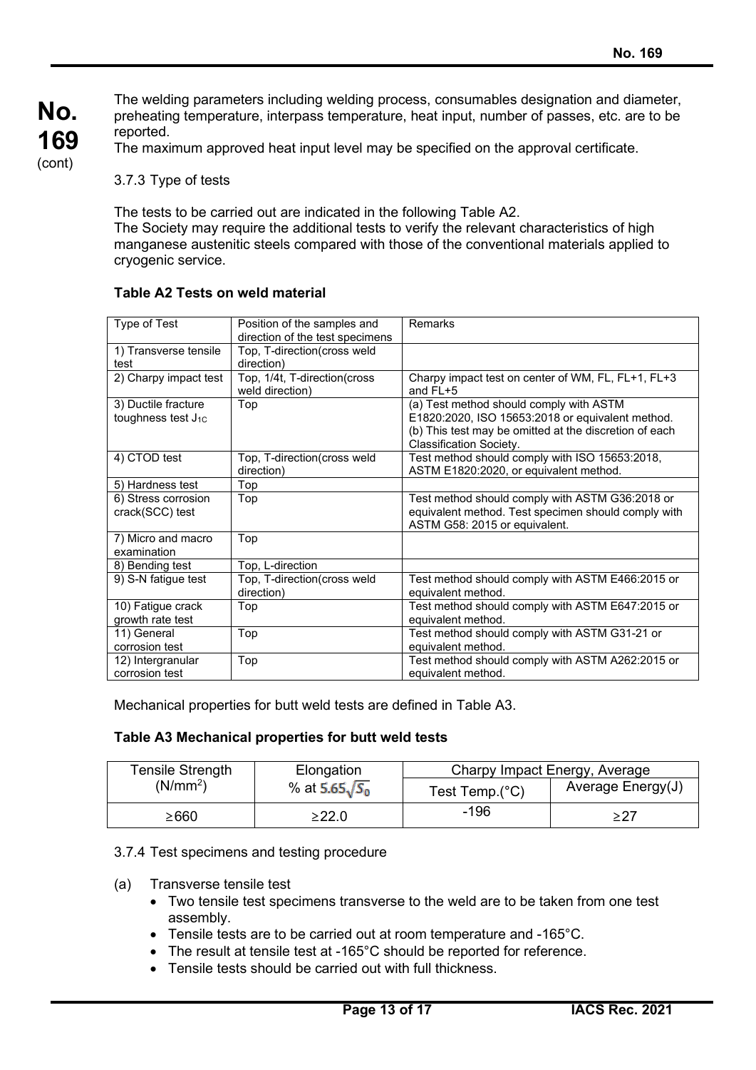The welding parameters including welding process, consumables designation and diameter, preheating temperature, interpass temperature, heat input, number of passes, etc. are to be reported.
The maximum approved heat input level may be specified on the approval certificate.

3.7.3 Type of tests

The tests to be carried out are indicated in the following Table A2.
The Society may require the additional tests to verify the relevant characteristics of high manganese austenitic steels compared with those of the conventional materials applied to cryogenic service.

**Table A2 Tests on weld material**

| Type of Test | Position of the samples and direction of the test specimens | Remarks |
|---|---|---|
| 1) Transverse tensile test | Top, T-direction(cross weld direction) | |
| 2) Charpy impact test | Top, 1/4t, T-direction(cross weld direction) | Charpy impact test on center of WM, FL, FL+1, FL+3 and FL+5 |
| 3) Ductile fracture toughness test $J_{1C}$ | Top | (a) Test method should comply with ASTM E1820:2020, ISO 15653:2018 or equivalent method.<br>(b) This test may be omitted at the discretion of each Classification Society. |
| 4) CTOD test | Top, T-direction(cross weld direction) | Test method should comply with ISO 15653:2018, ASTM E1820:2020, or equivalent method. |
| 5) Hardness test | Top | |
| 6) Stress corrosion crack(SCC) test | Top | Test method should comply with ASTM G36:2018 or equivalent method. Test specimen should comply with ASTM G58: 2015 or equivalent. |
| 7) Micro and macro examination | Top | |
| 8) Bending test | Top, L-direction | |
| 9) S-N fatigue test | Top, T-direction(cross weld direction) | Test method should comply with ASTM E466:2015 or equivalent method. |
| 10) Fatigue crack growth rate test | Top | Test method should comply with ASTM E647:2015 or equivalent method. |
| 11) General corrosion test | Top | Test method should comply with ASTM G31-21 or equivalent method. |
| 12) Intergranular corrosion test | Top | Test method should comply with ASTM A262:2015 or equivalent method. |

Mechanical properties for butt weld tests are defined in Table A3.

**Table A3 Mechanical properties for butt weld tests**

| Tensile Strength ($N/mm^2$) | Elongation % at $5.65\sqrt{S_0}$ | Charpy Impact Energy, Average | |
|---|---|---|---|
| | | Test Temp.(°C) | Average Energy(J) |
| ≥660 | ≥22.0 | -196 | ≥27 |

3.7.4 Test specimens and testing procedure

(a) Transverse tensile test
- Two tensile test specimens transverse to the weld are to be taken from one test assembly.
- Tensile tests are to be carried out at room temperature and -165°C.
- The result at tensile test at -165°C should be reported for reference.
- Tensile tests should be carried out with full thickness.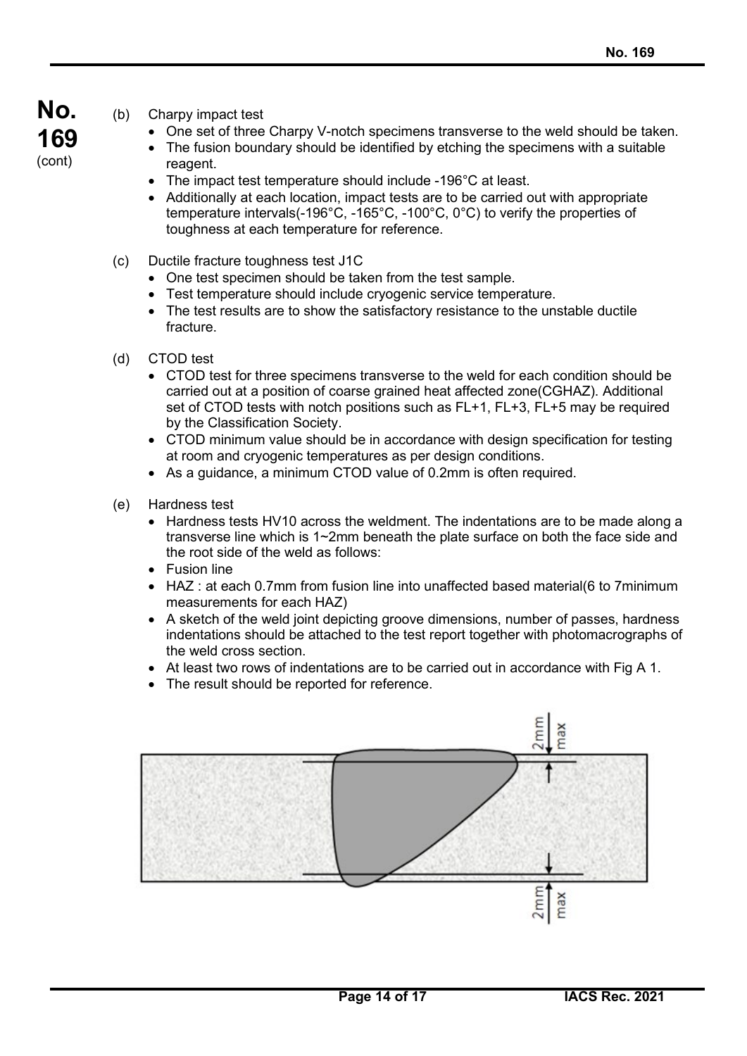(b) Charpy impact test

- One set of three Charpy V-notch specimens transverse to the weld should be taken.
- The fusion boundary should be identified by etching the specimens with a suitable reagent.
- The impact test temperature should include -196°C at least.
- Additionally at each location, impact tests are to be carried out with appropriate temperature intervals(-196°C, -165°C, -100°C, 0°C) to verify the properties of toughness at each temperature for reference.

(c) Ductile fracture toughness test J1C

- One test specimen should be taken from the test sample.
- Test temperature should include cryogenic service temperature.
- The test results are to show the satisfactory resistance to the unstable ductile fracture.

(d) CTOD test

- CTOD test for three specimens transverse to the weld for each condition should be carried out at a position of coarse grained heat affected zone(CGHAZ). Additional set of CTOD tests with notch positions such as FL+1, FL+3, FL+5 may be required by the Classification Society.
- CTOD minimum value should be in accordance with design specification for testing at room and cryogenic temperatures as per design conditions.
- As a guidance, a minimum CTOD value of 0.2mm is often required.

(e) Hardness test

- Hardness tests HV10 across the weldment. The indentations are to be made along a transverse line which is 1~2mm beneath the plate surface on both the face side and the root side of the weld as follows:
- Fusion line
- HAZ : at each 0.7mm from fusion line into unaffected based material(6 to 7minimum measurements for each HAZ)
- A sketch of the weld joint depicting groove dimensions, number of passes, hardness indentations should be attached to the test report together with photomacrographs of the weld cross section.
- At least two rows of indentations are to be carried out in accordance with Fig A 1.
- The result should be reported for reference.

2mm max

2mm max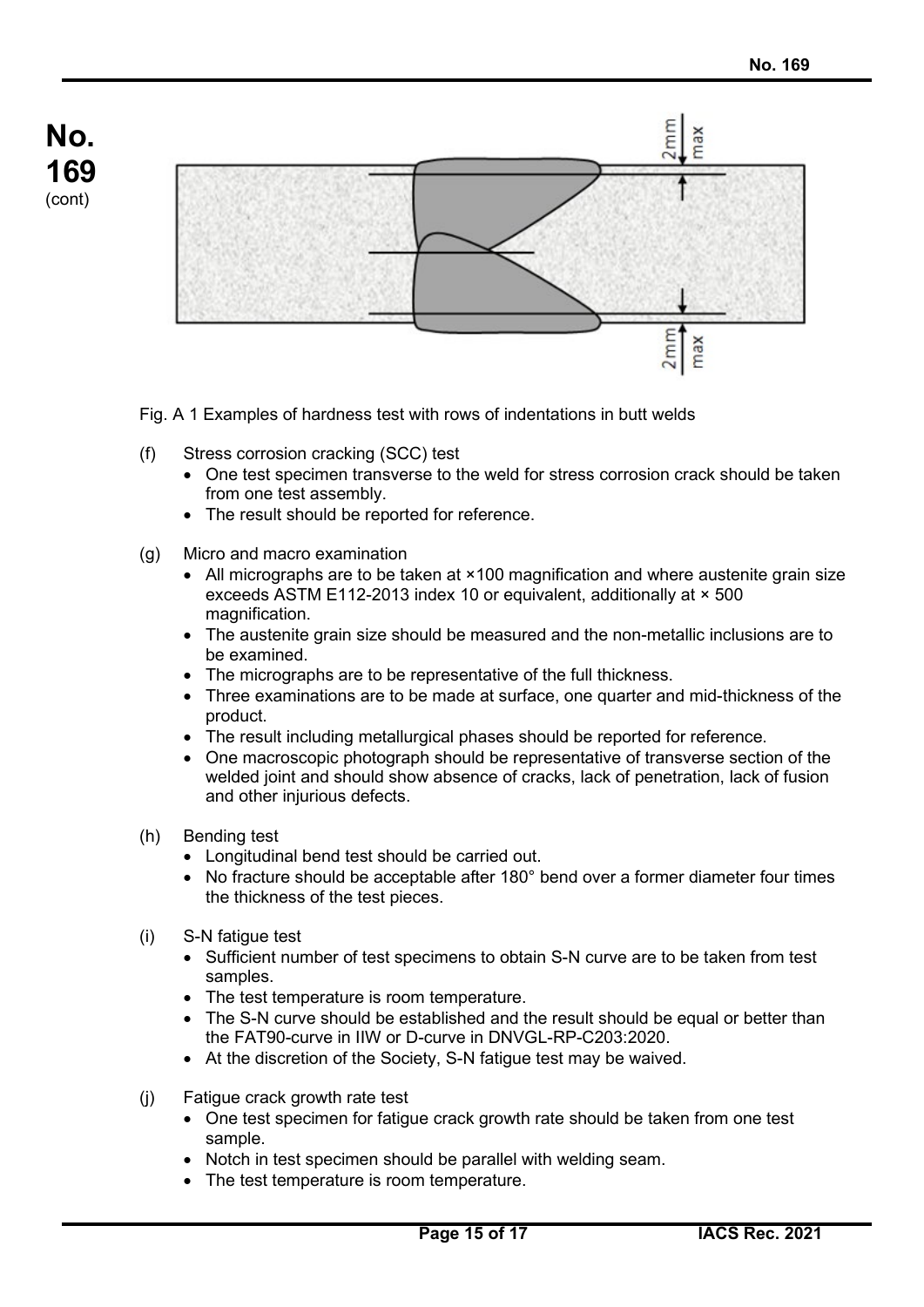Fig. A 1 Examples of hardness test with rows of indentations in butt welds

(f) Stress corrosion cracking (SCC) test

- One test specimen transverse to the weld for stress corrosion crack should be taken from one test assembly.
- The result should be reported for reference.

(g) Micro and macro examination

- All micrographs are to be taken at ×100 magnification and where austenite grain size exceeds ASTM E112-2013 index 10 or equivalent, additionally at × 500 magnification.
- The austenite grain size should be measured and the non-metallic inclusions are to be examined.
- The micrographs are to be representative of the full thickness.
- Three examinations are to be made at surface, one quarter and mid-thickness of the product.
- The result including metallurgical phases should be reported for reference.
- One macroscopic photograph should be representative of transverse section of the welded joint and should show absence of cracks, lack of penetration, lack of fusion and other injurious defects.

(h) Bending test

- Longitudinal bend test should be carried out.
- No fracture should be acceptable after 180° bend over a former diameter four times the thickness of the test pieces.

(i) S-N fatigue test

- Sufficient number of test specimens to obtain S-N curve are to be taken from test samples.
- The test temperature is room temperature.
- The S-N curve should be established and the result should be equal or better than the FAT90-curve in IIW or D-curve in DNVGL-RP-C203:2020.
- At the discretion of the Society, S-N fatigue test may be waived.

(j) Fatigue crack growth rate test

- One test specimen for fatigue crack growth rate should be taken from one test sample.
- Notch in test specimen should be parallel with welding seam.
- The test temperature is room temperature.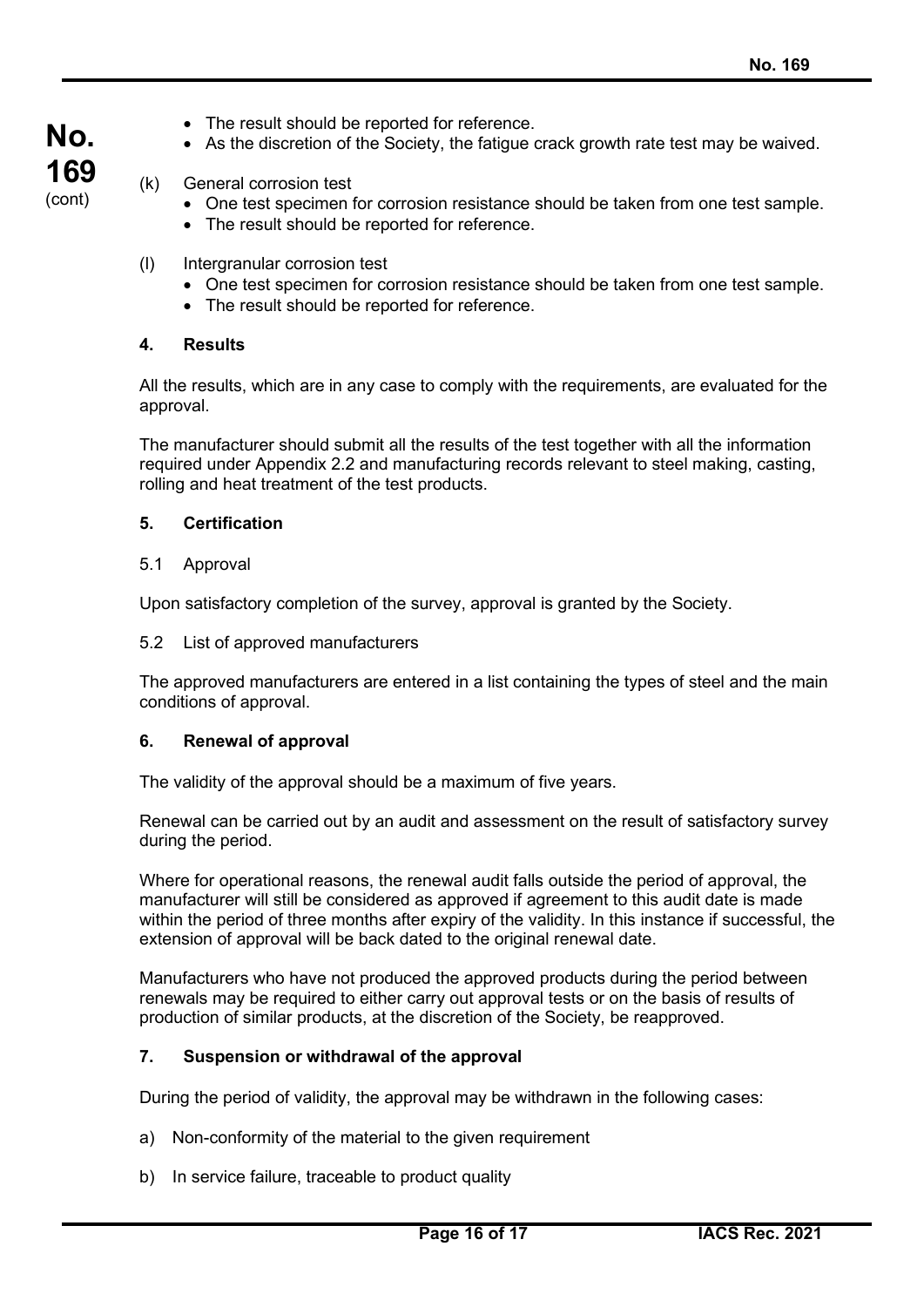- The result should be reported for reference.
- As the discretion of the Society, the fatigue crack growth rate test may be waived.

(k) General corrosion test
- One test specimen for corrosion resistance should be taken from one test sample.
- The result should be reported for reference.

(l) Intergranular corrosion test
- One test specimen for corrosion resistance should be taken from one test sample.
- The result should be reported for reference.

### 4. Results

All the results, which are in any case to comply with the requirements, are evaluated for the approval.

The manufacturer should submit all the results of the test together with all the information required under Appendix 2.2 and manufacturing records relevant to steel making, casting, rolling and heat treatment of the test products.

### 5. Certification

5.1 Approval

Upon satisfactory completion of the survey, approval is granted by the Society.

5.2 List of approved manufacturers

The approved manufacturers are entered in a list containing the types of steel and the main conditions of approval.

### 6. Renewal of approval

The validity of the approval should be a maximum of five years.

Renewal can be carried out by an audit and assessment on the result of satisfactory survey during the period.

Where for operational reasons, the renewal audit falls outside the period of approval, the manufacturer will still be considered as approved if agreement to this audit date is made within the period of three months after expiry of the validity. In this instance if successful, the extension of approval will be back dated to the original renewal date.

Manufacturers who have not produced the approved products during the period between renewals may be required to either carry out approval tests or on the basis of results of production of similar products, at the discretion of the Society, be reapproved.

### 7. Suspension or withdrawal of the approval

During the period of validity, the approval may be withdrawn in the following cases:

a) Non-conformity of the material to the given requirement

b) In service failure, traceable to product quality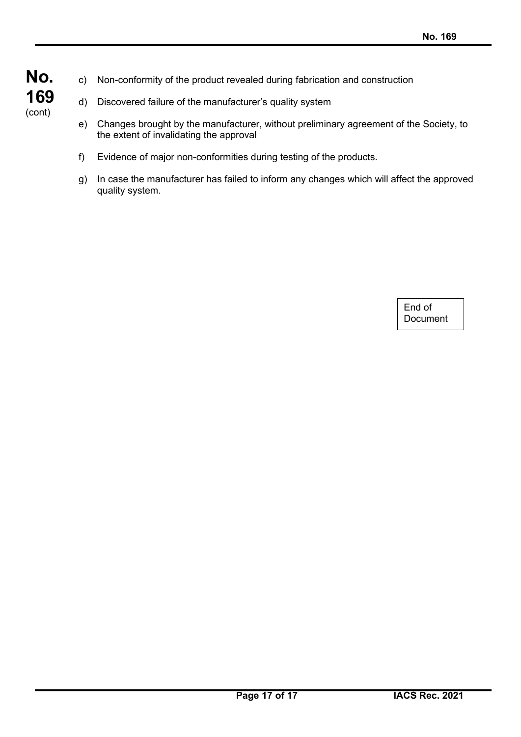c) Non-conformity of the product revealed during fabrication and construction

d) Discovered failure of the manufacturer's quality system

e) Changes brought by the manufacturer, without preliminary agreement of the Society, to the extent of invalidating the approval

f) Evidence of major non-conformities during testing of the products.

g) In case the manufacturer has failed to inform any changes which will affect the approved quality system.

End of Document